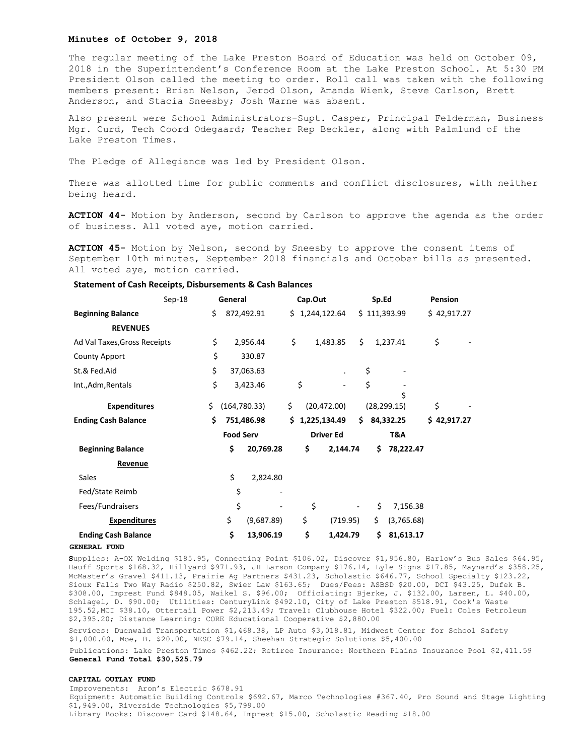**Minutes of October 9, 2018**

The regular meeting of the Lake Preston Board of Education was held on October 09, 2018 in the Superintendent's Conference Room at the Lake Preston School. At 5:30 PM President Olson called the meeting to order. Roll call was taken with the following members present: Brian Nelson, Jerod Olson, Amanda Wienk, Steve Carlson, Brett Anderson, and Stacia Sneesby; Josh Warne was absent.

Also present were School Administrators-Supt. Casper, Principal Felderman, Business Mgr. Curd, Tech Coord Odegaard; Teacher Rep Beckler, along with Palmlund of the Lake Preston Times.

The Pledge of Allegiance was led by President Olson.

There was allotted time for public comments and conflict disclosures, with neither being heard.

**ACTION 44-** Motion by Anderson, second by Carlson to approve the agenda as the order of business. All voted aye, motion carried.

**ACTION 45-** Motion by Nelson, second by Sneesby to approve the consent items of September 10th minutes, September 2018 financials and October bills as presented. All voted aye, motion carried.

**Statement of Cash Receipts, Disbursements & Cash Balances**

| Sep-18 | General | Cap.Out | Sp.Ed | Pension |
|---|---|---|---|---|
| **Beginning Balance** | $ 872,492.91 | $ 1,244,122.64 | $ 111,393.99 | $ 42,917.27 |
| **REVENUES** | | | | |
| Ad Val Taxes,Gross Receipts | $ 2,956.44 | $ 1,483.85 | $ 1,237.41 | $ - |
| County Apport | $ 330.87 | | | |
| St.& Fed.Aid | $ 37,063.63 | . | $ - | |
| Int.,Adm,Rentals | $ 3,423.46 | $ - | $ - | |
| **Expenditures** | $ (164,780.33) | $ (20,472.00) | $ (28,299.15) | $ - |
| **Ending Cash Balance** | **$ 751,486.98** | **$ 1,225,134.49** | **$ 84,332.25** | **$ 42,917.27** |

| | Food Serv | Driver Ed | T&A |
|---|---|---|---|
| **Beginning Balance** | **$ 20,769.28** | **$ 2,144.74** | **$ 78,222.47** |
| **Revenue** | | | |
| Sales | $ 2,824.80 | | |
| Fed/State Reimb | $ - | | |
| Fees/Fundraisers | $ - | $ - | $ 7,156.38 |
| **Expenditures** | $ (9,687.89) | $ (719.95) | $ (3,765.68) |
| **Ending Cash Balance** | **$ 13,906.19** | **$ 1,424.79** | **$ 81,613.17** |

**GENERAL FUND**

Supplies: A-OX Welding $185.95, Connecting Point $106.02, Discover $1,956.80, Harlow's Bus Sales $64.95, Hauff Sports $168.32, Hillyard $971.93, JH Larson Company $176.14, Lyle Signs $17.85, Maynard's $358.25, McMaster's Gravel $411.13, Prairie Ag Partners $431.23, Scholastic $646.77, School Specialty $123.22, Sioux Falls Two Way Radio $250.82, Swier Law $163.65; Dues/Fees: ASBSD $20.00, DCI $43.25, Dufek B. $308.00, Imprest Fund $848.05, Waikel S. $96.00; Officiating: Bjerke, J. $132.00, Larsen, L. $40.00, Schlagel, D. $90.00; Utilities: CenturyLink $492.10, City of Lake Preston $518.91, Cook's Waste 195.52,MCI $38.10, Ottertail Power $2,213.49; Travel: Clubhouse Hotel $322.00; Fuel: Coles Petroleum $2,395.20; Distance Learning: CORE Educational Cooperative $2,880.00

Services: Duenwald Transportation $1,468.38, LP Auto $3,018.81, Midwest Center for School Safety $1,000.00, Moe, B. $20.00, NESC $79.14, Sheehan Strategic Solutions $5,400.00

Publications: Lake Preston Times $462.22; Retiree Insurance: Northern Plains Insurance Pool $2,411.59
**General Fund Total $30,525.79**

**CAPITAL OUTLAY FUND**

Improvements: Aron's Electric $678.91
Equipment: Automatic Building Controls $692.67, Marco Technologies #367.40, Pro Sound and Stage Lighting $1,949.00, Riverside Technologies $5,799.00
Library Books: Discover Card $148.64, Imprest $15.00, Scholastic Reading $18.00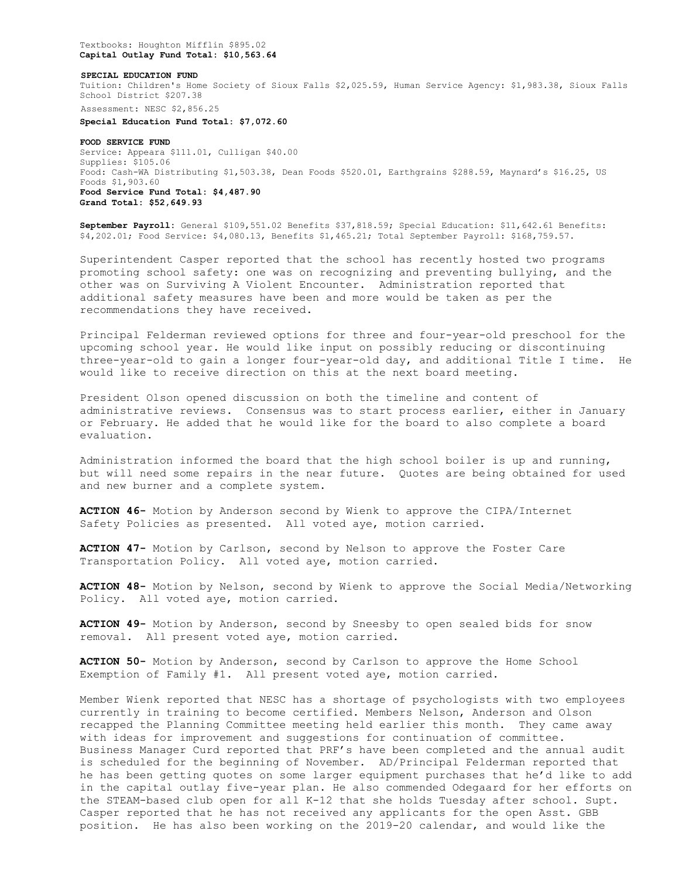Textbooks: Houghton Mifflin $895.02
**Capital Outlay Fund Total: $10,563.64**

**SPECIAL EDUCATION FUND**
Tuition: Children's Home Society of Sioux Falls $2,025.59, Human Service Agency: $1,983.38, Sioux Falls School District $207.38
Assessment: NESC $2,856.25
**Special Education Fund Total: $7,072.60**

**FOOD SERVICE FUND**
Service: Appeara $111.01, Culligan $40.00
Supplies: $105.06
Food: Cash-WA Distributing $1,503.38, Dean Foods $520.01, Earthgrains $288.59, Maynard's $16.25, US Foods $1,903.60
**Food Service Fund Total: $4,487.90**
**Grand Total: $52,649.93**

**September Payroll:** General $109,551.02 Benefits $37,818.59; Special Education: $11,642.61 Benefits: $4,202.01; Food Service: $4,080.13, Benefits $1,465.21; Total September Payroll: $168,759.57.

Superintendent Casper reported that the school has recently hosted two programs promoting school safety: one was on recognizing and preventing bullying, and the other was on Surviving A Violent Encounter. Administration reported that additional safety measures have been and more would be taken as per the recommendations they have received.

Principal Felderman reviewed options for three and four-year-old preschool for the upcoming school year. He would like input on possibly reducing or discontinuing three-year-old to gain a longer four-year-old day, and additional Title I time. He would like to receive direction on this at the next board meeting.

President Olson opened discussion on both the timeline and content of administrative reviews. Consensus was to start process earlier, either in January or February. He added that he would like for the board to also complete a board evaluation.

Administration informed the board that the high school boiler is up and running, but will need some repairs in the near future. Quotes are being obtained for used and new burner and a complete system.

**ACTION 46-** Motion by Anderson second by Wienk to approve the CIPA/Internet Safety Policies as presented. All voted aye, motion carried.

**ACTION 47-** Motion by Carlson, second by Nelson to approve the Foster Care Transportation Policy. All voted aye, motion carried.

**ACTION 48-** Motion by Nelson, second by Wienk to approve the Social Media/Networking Policy. All voted aye, motion carried.

**ACTION 49-** Motion by Anderson, second by Sneesby to open sealed bids for snow removal. All present voted aye, motion carried.

**ACTION 50-** Motion by Anderson, second by Carlson to approve the Home School Exemption of Family #1. All present voted aye, motion carried.

Member Wienk reported that NESC has a shortage of psychologists with two employees currently in training to become certified. Members Nelson, Anderson and Olson recapped the Planning Committee meeting held earlier this month. They came away with ideas for improvement and suggestions for continuation of committee. Business Manager Curd reported that PRF's have been completed and the annual audit is scheduled for the beginning of November. AD/Principal Felderman reported that he has been getting quotes on some larger equipment purchases that he'd like to add in the capital outlay five-year plan. He also commended Odegaard for her efforts on the STEAM-based club open for all K-12 that she holds Tuesday after school. Supt. Casper reported that he has not received any applicants for the open Asst. GBB position. He has also been working on the 2019-20 calendar, and would like the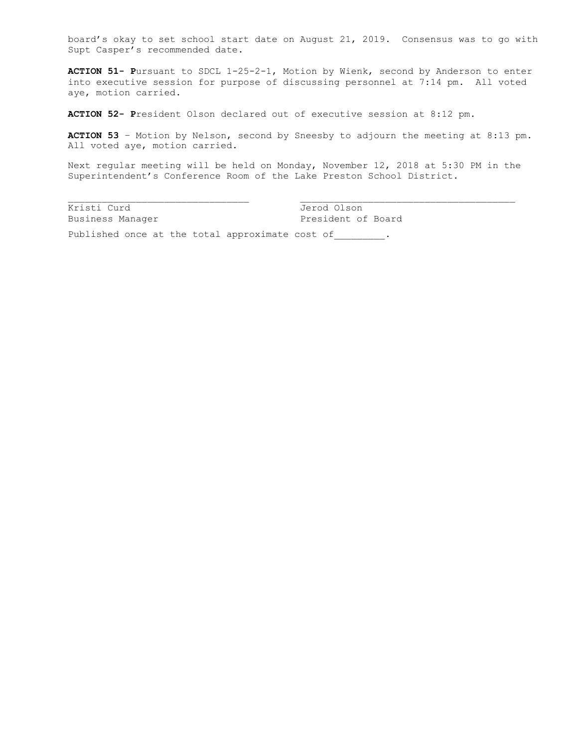board's okay to set school start date on August 21, 2019. Consensus was to go with Supt Casper's recommended date.

**ACTION 51- P**ursuant to SDCL 1-25-2-1, Motion by Wienk, second by Anderson to enter into executive session for purpose of discussing personnel at 7:14 pm. All voted aye, motion carried.

**ACTION 52- P**resident Olson declared out of executive session at 8:12 pm.

**ACTION 53** – Motion by Nelson, second by Sneesby to adjourn the meeting at 8:13 pm. All voted aye, motion carried.

Next regular meeting will be held on Monday, November 12, 2018 at 5:30 PM in the Superintendent's Conference Room of the Lake Preston School District.

| | |
|---|---|
| _______________________________ | _______________________________________ |
| Kristi Curd | Jerod Olson |
| Business Manager | President of Board |

Published once at the total approximate cost of_________.